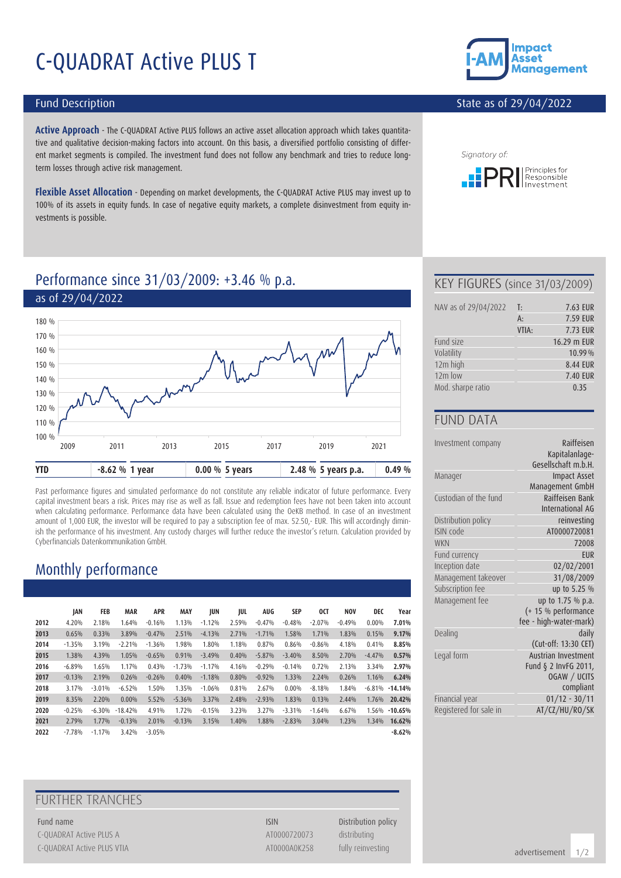# C-QUADRAT Active PLUS T

## Fund Description

State as of 29/04/2022

**Active Approach** - The C-QUADRAT Active PLUS follows an active asset allocation approach which takes quantitative and qualitative decision-making factors into account. On this basis, a diversified portfolio consisting of different market segments is compiled. The investment fund does not follow any benchmark and tries to reduce long-term losses through active risk management.

**Flexible Asset Allocation** - Depending on market developments, the C-QUADRAT Active PLUS may invest up to 100% of its assets in equity funds. In case of negative equity markets, a complete disinvestment from equity investments is possible.

Signatory of: PRI Principles for Responsible Investment

## Performance since 31/03/2009: +3.46 % p.a.

as of 29/04/2022

| YTD | -8.62 % | 1 year | 0.00 % | 5 years | 2.48 % | 5 years p.a. | 0.49 % |
|---|---|---|---|---|---|---|---|

Past performance figures and simulated performance do not constitute any reliable indicator of future performance. Every capital investment bears a risk. Prices may rise as well as fall. Issue and redemption fees have not been taken into account when calculating performance. Performance data have been calculated using the OeKB method. In case of an investment amount of 1,000 EUR, the investor will be required to pay a subscription fee of max. 52.50,- EUR. This will accordingly diminish the performance of his investment. Any custody charges will further reduce the investor's return. Calculation provided by Cyberfinancials Datenkommunikation GmbH.

## Monthly performance

| | JAN | FEB | MAR | APR | MAY | JUN | JUL | AUG | SEP | OCT | NOV | DEC | Year |
|---|---|---|---|---|---|---|---|---|---|---|---|---|---|
| 2012 | 4.20% | 2.18% | 1.64% | -0.16% | 1.13% | -1.12% | 2.59% | -0.47% | -0.48% | -2.07% | -0.49% | 0.00% | **7.01%** |
| 2013 | 0.65% | 0.33% | 3.89% | -0.47% | 2.51% | -4.13% | 2.71% | -1.71% | 1.58% | 1.71% | 1.83% | 0.15% | **9.17%** |
| 2014 | -1.35% | 3.19% | -2.21% | -1.36% | 1.98% | 1.80% | 1.18% | 0.87% | 0.86% | -0.86% | 4.18% | 0.41% | **8.85%** |
| 2015 | 1.38% | 4.39% | 1.05% | -0.65% | 0.91% | -3.49% | 0.40% | -5.87% | -3.40% | 8.50% | 2.70% | -4.47% | **0.57%** |
| 2016 | -6.89% | 1.65% | 1.17% | 0.43% | -1.73% | -1.17% | 4.16% | -0.29% | -0.14% | 0.72% | 2.13% | 3.34% | **2.97%** |
| 2017 | -0.13% | 2.19% | 0.26% | -0.26% | 0.40% | -1.18% | 0.80% | -0.92% | 1.33% | 2.24% | 0.26% | 1.16% | **6.24%** |
| 2018 | 3.17% | -3.01% | -6.52% | 1.50% | 1.35% | -1.06% | 0.81% | 2.67% | 0.00% | -8.18% | 1.84% | -6.81% | **-14.14%** |
| 2019 | 8.35% | 2.20% | 0.00% | 5.52% | -5.36% | 3.37% | 2.48% | -2.93% | 1.83% | 0.13% | 2.44% | 1.76% | **20.42%** |
| 2020 | -0.25% | -6.30% | -18.42% | 4.91% | 1.72% | -0.15% | 3.23% | 3.27% | -3.31% | -1.64% | 6.67% | 1.56% | **-10.65%** |
| 2021 | 2.79% | 1.77% | -0.13% | 2.01% | -0.13% | 3.15% | 1.40% | 1.88% | -2.83% | 3.04% | 1.23% | 1.34% | **16.62%** |
| 2022 | -7.78% | -1.17% | 3.42% | -3.05% | | | | | | | | | **-8.62%** |

## KEY FIGURES (since 31/03/2009)

| | | |
|---|---|---|
| NAV as of 29/04/2022 | T: | 7.63 EUR |
| | A: | 7.59 EUR |
| | VTIA: | 7.73 EUR |
| Fund size | | 16.29 m EUR |
| Volatility | | 10.99 % |
| 12m high | | 8.44 EUR |
| 12m low | | 7.40 EUR |
| Mod. sharpe ratio | | 0.35 |

## FUND DATA

| | |
|---|---|
| Investment company | Raiffeisen Kapitalanlage-Gesellschaft m.b.H. |
| Manager | Impact Asset Management GmbH |
| Custodian of the fund | Raiffeisen Bank International AG |
| Distribution policy | reinvesting |
| ISIN code | AT0000720081 |
| WKN | 72008 |
| Fund currency | EUR |
| Inception date | 02/02/2001 |
| Management takeover | 31/08/2009 |
| Subscription fee | up to 5.25 % |
| Management fee | up to 1.75 % p.a. (+ 15 % performance fee - high-water-mark) |
| Dealing | daily (Cut-off: 13:30 CET) |
| Legal form | Austrian Investment Fund § 2 InvFG 2011, OGAW / UCITS compliant |
| Financial year | 01/12 - 30/11 |
| Registered for sale in | AT/CZ/HU/RO/SK |

## FURTHER TRANCHES

| Fund name | ISIN | Distribution policy |
|---|---|---|
| C-QUADRAT Active PLUS A | AT0000720073 | distributing |
| C-QUADRAT Active PLUS VTIA | AT0000A0K258 | fully reinvesting |

advertisement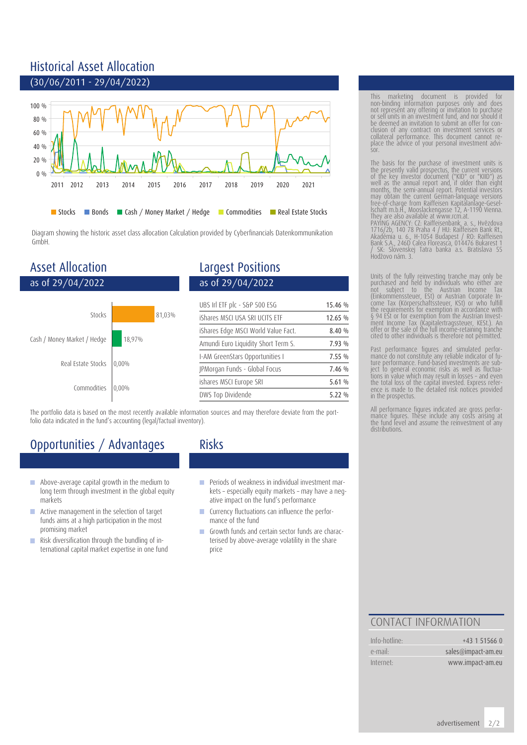## Historical Asset Allocation

(30/06/2011 - 29/04/2022)

100 %
80 %
60 %
40 %
20 %
0 %

2011 2012 2013 2014 2015 2016 2017 2018 2019 2020 2021

Stocks
Bonds
Cash / Money Market / Hedge
Commodities
Real Estate Stocks

Diagram showing the historic asset class allocation Calculation provided by Cyberfinancials Datenkommunikation GmbH.

## Asset Allocation

as of 29/04/2022

Stocks 81,03%
Cash / Money Market / Hedge 18,97%
Real Estate Stocks 0,00%
Commodities 0,00%

## Largest Positions

as of 29/04/2022

| | |
|---|---|
| UBS Irl ETF plc - S&P 500 ESG | 15.46 % |
| iShares MSCI USA SRI UCITS ETF | 12.65 % |
| iShares Edge MSCI World Value Fact. | 8.40 % |
| Amundi Euro Liquidity Short Term S. | 7.93 % |
| I-AM GreenStars Opportunities I | 7.55 % |
| JPMorgan Funds - Global Focus | 7.46 % |
| ishares MSCI Europe SRI | 5.61 % |
| DWS Top Dividende | 5.22 % |

The portfolio data is based on the most recently available information sources and may therefore deviate from the portfolio data indicated in the fund's accounting (legal/factual inventory).

## Opportunities / Advantages

- Above-average capital growth in the medium to long term through investment in the global equity markets
- Active management in the selection of target funds aims at a high participation in the most promising market
- Risk diversification through the bundling of international capital market expertise in one fund

## Risks

- Periods of weakness in individual investment markets – especially equity markets – may have a negative impact on the fund's performance
- Currency fluctuations can influence the performance of the fund
- Growth funds and certain sector funds are characterised by above-average volatility in the share price

This marketing document is provided for non-binding information purposes only and does not represent any offering or invitation to purchase or sell units in an investment fund, and nor should it be deemed an invitation to submit an offer for conclusion of any contract on investment services or collateral performance. This document cannot replace the advice of your personal investment advisor.

The basis for the purchase of investment units is the presently valid prospectus, the current versions of the key investor document ("KID" or "KIID") as well as the annual report and, if older than eight months, the semi-annual report. Potential investors may obtain the current German-language versions free-of-charge from Raiffeisen Kapitalanlage-Gesellschaft m.b.H., Mooslackengasse 12, A-1190 Vienna. They are also available at www.rcm.at.
PAYING AGENCY: CZ: Raiffeisenbank, a. s., Hvězdova 1716/2b, 140 78 Praha 4 / HU: Raiffeisen Bank Rt., Akadémia u. 6., H-1054 Budapest / RO: Raiffeisen Bank S.A., 246D Calea Floreasca, 014476 Bukarest 1 / SK: Slovenskej Tatra banka a.s. Bratislava 55 Hodžovo nám. 3.

Units of the fully reinvesting tranche may only be purchased and held by individuals who either are not subject to the Austrian Income Tax (Einkommensteuer, ESt) or Austrian Corporate Income Tax (Körperschaftssteuer, KSt) or who fulfill the requirements for exemption in accordance with § 94 ESt or for exemption from the Austrian Investment Income Tax (Kapitalertragssteuer, KESt.). An offer or the sale of the full income-retaining tranche cited to other individuals is therefore not permitted.

Past performance figures and simulated performance do not constitute any reliable indicator of future performance. Fund-based investments are subject to general economic risks as well as fluctuations in value which may result in losses – and even the total loss of the capital invested. Express reference is made to the detailed risk notices provided in the prospectus.

All performance figures indicated are gross performance figures. These include any costs arising at the fund level and assume the reinvestment of any distributions.

## CONTACT INFORMATION

| | |
|---|---|
| Info-hotline: | +43 1 51566 0 |
| e-mail: | sales@impact-am.eu |
| Internet: | www.impact-am.eu |

advertisement